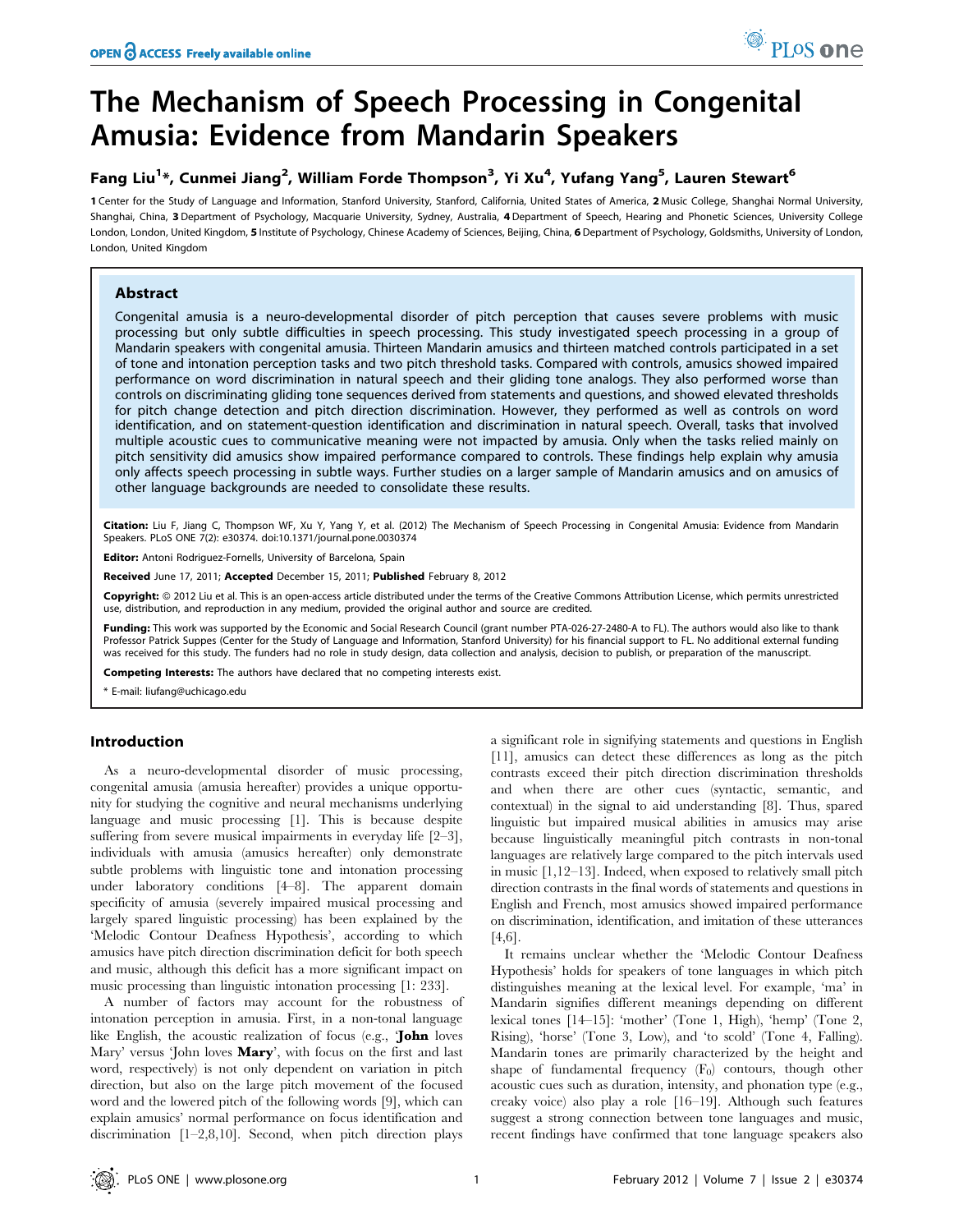# The Mechanism of Speech Processing in Congenital Amusia: Evidence from Mandarin Speakers

**Fang Liu[1]*, Cunmei Jiang[2], William Forde Thompson[3], Yi Xu[4], Yufang Yang[5], Lauren Stewart[6]**

1 Center for the Study of Language and Information, Stanford University, Stanford, California, United States of America, 2 Music College, Shanghai Normal University, Shanghai, China, 3 Department of Psychology, Macquarie University, Sydney, Australia, 4 Department of Speech, Hearing and Phonetic Sciences, University College London, London, United Kingdom, 5 Institute of Psychology, Chinese Academy of Sciences, Beijing, China, 6 Department of Psychology, Goldsmiths, University of London, London, United Kingdom

## Abstract

Congenital amusia is a neuro-developmental disorder of pitch perception that causes severe problems with music processing but only subtle difficulties in speech processing. This study investigated speech processing in a group of Mandarin speakers with congenital amusia. Thirteen Mandarin amusics and thirteen matched controls participated in a set of tone and intonation perception tasks and two pitch threshold tasks. Compared with controls, amusics showed impaired performance on word discrimination in natural speech and their gliding tone analogs. They also performed worse than controls on discriminating gliding tone sequences derived from statements and questions, and showed elevated thresholds for pitch change detection and pitch direction discrimination. However, they performed as well as controls on word identification, and on statement-question identification and discrimination in natural speech. Overall, tasks that involved multiple acoustic cues to communicative meaning were not impacted by amusia. Only when the tasks relied mainly on pitch sensitivity did amusics show impaired performance compared to controls. These findings help explain why amusia only affects speech processing in subtle ways. Further studies on a larger sample of Mandarin amusics and on amusics of other language backgrounds are needed to consolidate these results.

**Citation:** Liu F, Jiang C, Thompson WF, Xu Y, Yang Y, et al. (2012) The Mechanism of Speech Processing in Congenital Amusia: Evidence from Mandarin Speakers. PLoS ONE 7(2): e30374. doi:10.1371/journal.pone.0030374

**Editor:** Antoni Rodriguez-Fornells, University of Barcelona, Spain

**Received** June 17, 2011; **Accepted** December 15, 2011; **Published** February 8, 2012

**Copyright:** © 2012 Liu et al. This is an open-access article distributed under the terms of the Creative Commons Attribution License, which permits unrestricted use, distribution, and reproduction in any medium, provided the original author and source are credited.

**Funding:** This work was supported by the Economic and Social Research Council (grant number PTA-026-27-2480-A to FL). The authors would also like to thank Professor Patrick Suppes (Center for the Study of Language and Information, Stanford University) for his financial support to FL. No additional external funding was received for this study. The funders had no role in study design, data collection and analysis, decision to publish, or preparation of the manuscript.

**Competing Interests:** The authors have declared that no competing interests exist.

* E-mail: liufang@uchicago.edu

## Introduction

As a neuro-developmental disorder of music processing, congenital amusia (amusia hereafter) provides a unique opportunity for studying the cognitive and neural mechanisms underlying language and music processing [1]. This is because despite suffering from severe musical impairments in everyday life [2–3], individuals with amusia (amusics hereafter) only demonstrate subtle problems with linguistic tone and intonation processing under laboratory conditions [4–8]. The apparent domain specificity of amusia (severely impaired musical processing and largely spared linguistic processing) has been explained by the 'Melodic Contour Deafness Hypothesis', according to which amusics have pitch direction discrimination deficit for both speech and music, although this deficit has a more significant impact on music processing than linguistic intonation processing [1: 233].

A number of factors may account for the robustness of intonation perception in amusia. First, in a non-tonal language like English, the acoustic realization of focus (e.g., '**John** loves Mary' versus 'John loves **Mary**', with focus on the first and last word, respectively) is not only dependent on variation in pitch direction, but also on the large pitch movement of the focused word and the lowered pitch of the following words [9], which can explain amusics' normal performance on focus identification and discrimination [1–2,8,10]. Second, when pitch direction plays a significant role in signifying statements and questions in English [11], amusics can detect these differences as long as the pitch contrasts exceed their pitch direction discrimination thresholds and when there are other cues (syntactic, semantic, and contextual) in the signal to aid understanding [8]. Thus, spared linguistic but impaired musical abilities in amusics may arise because linguistically meaningful pitch contrasts in non-tonal languages are relatively large compared to the pitch intervals used in music [1,12–13]. Indeed, when exposed to relatively small pitch direction contrasts in the final words of statements and questions in English and French, most amusics showed impaired performance on discrimination, identification, and imitation of these utterances [4,6].

It remains unclear whether the 'Melodic Contour Deafness Hypothesis' holds for speakers of tone languages in which pitch distinguishes meaning at the lexical level. For example, 'ma' in Mandarin signifies different meanings depending on different lexical tones [14–15]: 'mother' (Tone 1, High), 'hemp' (Tone 2, Rising), 'horse' (Tone 3, Low), and 'to scold' (Tone 4, Falling). Mandarin tones are primarily characterized by the height and shape of fundamental frequency ($F_0$) contours, though other acoustic cues such as duration, intensity, and phonation type (e.g., creaky voice) also play a role [16–19]. Although such features suggest a strong connection between tone languages and music, recent findings have confirmed that tone language speakers also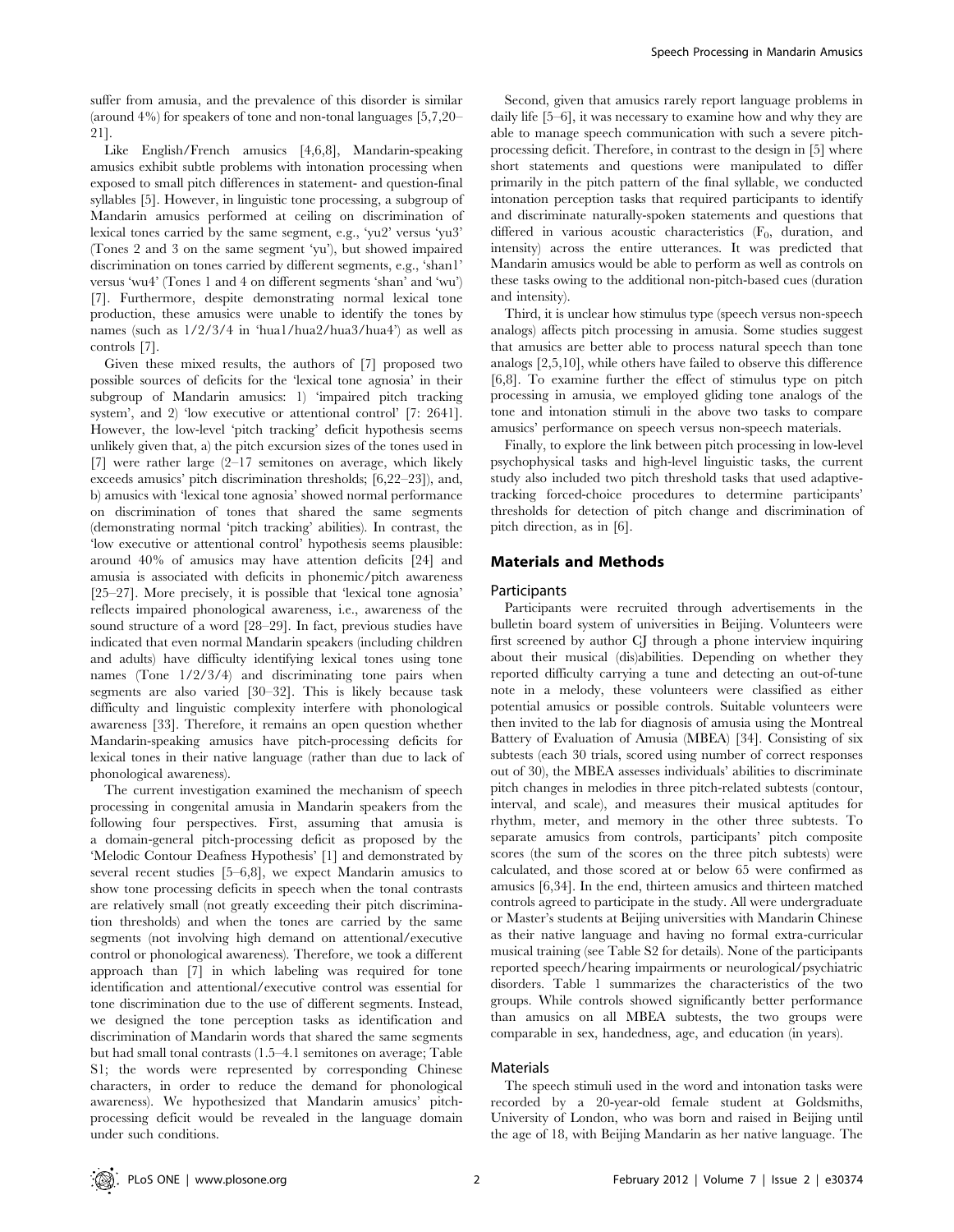suffer from amusia, and the prevalence of this disorder is similar (around 4%) for speakers of tone and non-tonal languages [5,7,20–21].

Like English/French amusics [4,6,8], Mandarin-speaking amusics exhibit subtle problems with intonation processing when exposed to small pitch differences in statement- and question-final syllables [5]. However, in linguistic tone processing, a subgroup of Mandarin amusics performed at ceiling on discrimination of lexical tones carried by the same segment, e.g., 'yu2' versus 'yu3' (Tones 2 and 3 on the same segment 'yu'), but showed impaired discrimination on tones carried by different segments, e.g., 'shan1' versus 'wu4' (Tones 1 and 4 on different segments 'shan' and 'wu') [7]. Furthermore, despite demonstrating normal lexical tone production, these amusics were unable to identify the tones by names (such as 1/2/3/4 in 'hua1/hua2/hua3/hua4') as well as controls [7].

Given these mixed results, the authors of [7] proposed two possible sources of deficits for the 'lexical tone agnosia' in their subgroup of Mandarin amusics: 1) 'impaired pitch tracking system', and 2) 'low executive or attentional control' [7: 2641]. However, the low-level 'pitch tracking' deficit hypothesis seems unlikely given that, a) the pitch excursion sizes of the tones used in [7] were rather large (2–17 semitones on average, which likely exceeds amusics' pitch discrimination thresholds; [6,22–23]), and, b) amusics with 'lexical tone agnosia' showed normal performance on discrimination of tones that shared the same segments (demonstrating normal 'pitch tracking' abilities). In contrast, the 'low executive or attentional control' hypothesis seems plausible: around 40% of amusics may have attention deficits [24] and amusia is associated with deficits in phonemic/pitch awareness [25–27]. More precisely, it is possible that 'lexical tone agnosia' reflects impaired phonological awareness, i.e., awareness of the sound structure of a word [28–29]. In fact, previous studies have indicated that even normal Mandarin speakers (including children and adults) have difficulty identifying lexical tones using tone names (Tone 1/2/3/4) and discriminating tone pairs when segments are also varied [30–32]. This is likely because task difficulty and linguistic complexity interfere with phonological awareness [33]. Therefore, it remains an open question whether Mandarin-speaking amusics have pitch-processing deficits for lexical tones in their native language (rather than due to lack of phonological awareness).

The current investigation examined the mechanism of speech processing in congenital amusia in Mandarin speakers from the following four perspectives. First, assuming that amusia is a domain-general pitch-processing deficit as proposed by the 'Melodic Contour Deafness Hypothesis' [1] and demonstrated by several recent studies [5–6,8], we expect Mandarin amusics to show tone processing deficits in speech when the tonal contrasts are relatively small (not greatly exceeding their pitch discrimination thresholds) and when the tones are carried by the same segments (not involving high demand on attentional/executive control or phonological awareness). Therefore, we took a different approach than [7] in which labeling was required for tone identification and attentional/executive control was essential for tone discrimination due to the use of different segments. Instead, we designed the tone perception tasks as identification and discrimination of Mandarin words that shared the same segments but had small tonal contrasts (1.5–4.1 semitones on average; Table S1; the words were represented by corresponding Chinese characters, in order to reduce the demand for phonological awareness). We hypothesized that Mandarin amusics' pitch-processing deficit would be revealed in the language domain under such conditions.

Second, given that amusics rarely report language problems in daily life [5–6], it was necessary to examine how and why they are able to manage speech communication with such a severe pitch-processing deficit. Therefore, in contrast to the design in [5] where short statements and questions were manipulated to differ primarily in the pitch pattern of the final syllable, we conducted intonation perception tasks that required participants to identify and discriminate naturally-spoken statements and questions that differed in various acoustic characteristics ($F_0$, duration, and intensity) across the entire utterances. It was predicted that Mandarin amusics would be able to perform as well as controls on these tasks owing to the additional non-pitch-based cues (duration and intensity).

Third, it is unclear how stimulus type (speech versus non-speech analogs) affects pitch processing in amusia. Some studies suggest that amusics are better able to process natural speech than tone analogs [2,5,10], while others have failed to observe this difference [6,8]. To examine further the effect of stimulus type on pitch processing in amusia, we employed gliding tone analogs of the tone and intonation stimuli in the above two tasks to compare amusics' performance on speech versus non-speech materials.

Finally, to explore the link between pitch processing in low-level psychophysical tasks and high-level linguistic tasks, the current study also included two pitch threshold tasks that used adaptive-tracking forced-choice procedures to determine participants' thresholds for detection of pitch change and discrimination of pitch direction, as in [6].

## Materials and Methods

### Participants

Participants were recruited through advertisements in the bulletin board system of universities in Beijing. Volunteers were first screened by author CJ through a phone interview inquiring about their musical (dis)abilities. Depending on whether they reported difficulty carrying a tune and detecting an out-of-tune note in a melody, these volunteers were classified as either potential amusics or possible controls. Suitable volunteers were then invited to the lab for diagnosis of amusia using the Montreal Battery of Evaluation of Amusia (MBEA) [34]. Consisting of six subtests (each 30 trials, scored using number of correct responses out of 30), the MBEA assesses individuals' abilities to discriminate pitch changes in melodies in three pitch-related subtests (contour, interval, and scale), and measures their musical aptitudes for rhythm, meter, and memory in the other three subtests. To separate amusics from controls, participants' pitch composite scores (the sum of the scores on the three pitch subtests) were calculated, and those scored at or below 65 were confirmed as amusics [6,34]. In the end, thirteen amusics and thirteen matched controls agreed to participate in the study. All were undergraduate or Master's students at Beijing universities with Mandarin Chinese as their native language and having no formal extra-curricular musical training (see Table S2 for details). None of the participants reported speech/hearing impairments or neurological/psychiatric disorders. Table 1 summarizes the characteristics of the two groups. While controls showed significantly better performance than amusics on all MBEA subtests, the two groups were comparable in sex, handedness, age, and education (in years).

### Materials

The speech stimuli used in the word and intonation tasks were recorded by a 20-year-old female student at Goldsmiths, University of London, who was born and raised in Beijing until the age of 18, with Beijing Mandarin as her native language. The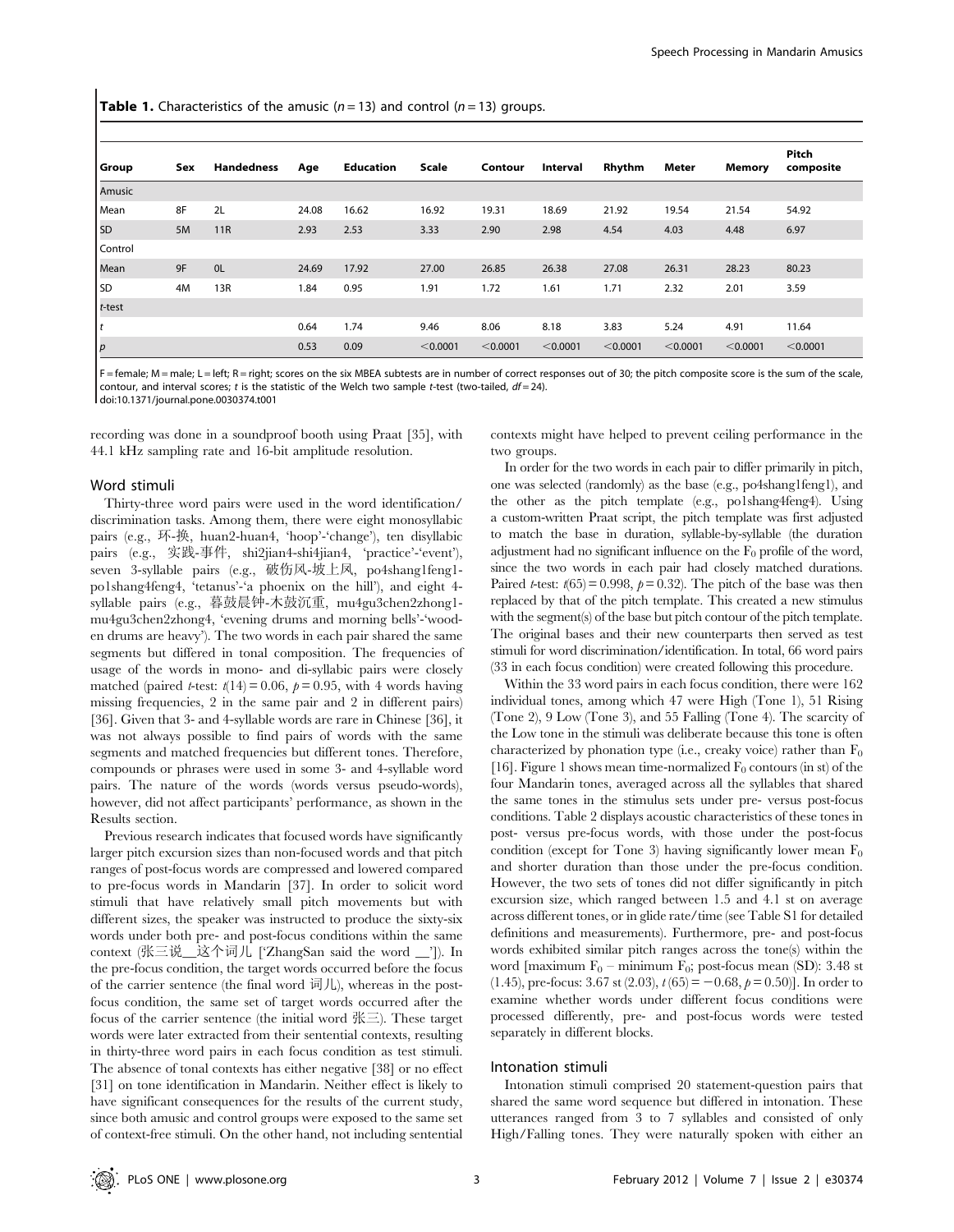**Table 1.** Characteristics of the amusic ($n = 13$) and control ($n = 13$) groups.

| Group | Sex | Handedness | Age | Education | Scale | Contour | Interval | Rhythm | Meter | Memory | Pitch composite |
|---|---|---|---|---|---|---|---|---|---|---|---|
| Amusic | | | | | | | | | | | |
| Mean | 8F | 2L | 24.08 | 16.62 | 16.92 | 19.31 | 18.69 | 21.92 | 19.54 | 21.54 | 54.92 |
| SD | 5M | 11R | 2.93 | 2.53 | 3.33 | 2.90 | 2.98 | 4.54 | 4.03 | 4.48 | 6.97 |
| Control | | | | | | | | | | | |
| Mean | 9F | 0L | 24.69 | 17.92 | 27.00 | 26.85 | 26.38 | 27.08 | 26.31 | 28.23 | 80.23 |
| SD | 4M | 13R | 1.84 | 0.95 | 1.91 | 1.72 | 1.61 | 1.71 | 2.32 | 2.01 | 3.59 |
| *t*-test | | | | | | | | | | | |
| *t* | | | 0.64 | 1.74 | 9.46 | 8.06 | 8.18 | 3.83 | 5.24 | 4.91 | 11.64 |
| *p* | | | 0.53 | 0.09 | <0.0001 | <0.0001 | <0.0001 | <0.0001 | <0.0001 | <0.0001 | <0.0001 |

F = female; M = male; L = left; R = right; scores on the six MBEA subtests are in number of correct responses out of 30; the pitch composite score is the sum of the scale, contour, and interval scores; $t$ is the statistic of the Welch two sample $t$-test (two-tailed, $df = 24$).
doi:10.1371/journal.pone.0030374.t001

recording was done in a soundproof booth using Praat [35], with 44.1 kHz sampling rate and 16-bit amplitude resolution.

## Word stimuli

Thirty-three word pairs were used in the word identification/discrimination tasks. Among them, there were eight monosyllabic pairs (e.g., 环-换, huan2-huan4, 'hoop'-'change'), ten disyllabic pairs (e.g., 实践-事件, shi2jian4-shi4jian4, 'practice'-'event'), seven 3-syllable pairs (e.g., 破伤风-坡上凤, po4shang1feng1-po1shang4feng4, 'tetanus'-'a phoenix on the hill'), and eight 4-syllable pairs (e.g., 暮鼓晨钟-木鼓沉重, mu4gu3chen2zhong1-mu4gu3chen2zhong4, 'evening drums and morning bells'-'wooden drums are heavy'). The two words in each pair shared the same segments but differed in tonal composition. The frequencies of usage of the words in mono- and di-syllabic pairs were closely matched (paired $t$-test: $t(14) = 0.06$, $p = 0.95$, with 4 words having missing frequencies, 2 in the same pair and 2 in different pairs) [36]. Given that 3- and 4-syllable words are rare in Chinese [36], it was not always possible to find pairs of words with the same segments and matched frequencies but different tones. Therefore, compounds or phrases were used in some 3- and 4-syllable word pairs. The nature of the words (words versus pseudo-words), however, did not affect participants' performance, as shown in the Results section.

Previous research indicates that focused words have significantly larger pitch excursion sizes than non-focused words and that pitch ranges of post-focus words are compressed and lowered compared to pre-focus words in Mandarin [37]. In order to solicit word stimuli that have relatively small pitch movements but with different sizes, the speaker was instructed to produce the sixty-six words under both pre- and post-focus conditions within the same context (张三说__这个词儿 ['ZhangSan said the word __']). In the pre-focus condition, the target words occurred before the focus of the carrier sentence (the final word 词儿), whereas in the post-focus condition, the same set of target words occurred after the focus of the carrier sentence (the initial word 张三). These target words were later extracted from their sentential contexts, resulting in thirty-three word pairs in each focus condition as test stimuli. The absence of tonal contexts has either negative [38] or no effect [31] on tone identification in Mandarin. Neither effect is likely to have significant consequences for the results of the current study, since both amusic and control groups were exposed to the same set of context-free stimuli. On the other hand, not including sentential contexts might have helped to prevent ceiling performance in the two groups.

In order for the two words in each pair to differ primarily in pitch, one was selected (randomly) as the base (e.g., po4shang1feng1), and the other as the pitch template (e.g., po1shang4feng4). Using a custom-written Praat script, the pitch template was first adjusted to match the base in duration, syllable-by-syllable (the duration adjustment had no significant influence on the $F_0$ profile of the word, since the two words in each pair had closely matched durations. Paired $t$-test: $t(65) = 0.998$, $p = 0.32$). The pitch of the base was then replaced by that of the pitch template. This created a new stimulus with the segment(s) of the base but pitch contour of the pitch template. The original bases and their new counterparts then served as test stimuli for word discrimination/identification. In total, 66 word pairs (33 in each focus condition) were created following this procedure.

Within the 33 word pairs in each focus condition, there were 162 individual tones, among which 47 were High (Tone 1), 51 Rising (Tone 2), 9 Low (Tone 3), and 55 Falling (Tone 4). The scarcity of the Low tone in the stimuli was deliberate because this tone is often characterized by phonation type (i.e., creaky voice) rather than $F_0$ [16]. Figure 1 shows mean time-normalized $F_0$ contours (in st) of the four Mandarin tones, averaged across all the syllables that shared the same tones in the stimulus sets under pre- versus post-focus conditions. Table 2 displays acoustic characteristics of these tones in post- versus pre-focus words, with those under the post-focus condition (except for Tone 3) having significantly lower mean $F_0$ and shorter duration than those under the pre-focus condition. However, the two sets of tones did not differ significantly in pitch excursion size, which ranged between 1.5 and 4.1 st on average across different tones, or in glide rate/time (see Table S1 for detailed definitions and measurements). Furthermore, pre- and post-focus words exhibited similar pitch ranges across the tone(s) within the word [maximum $F_0$ – minimum $F_0$; post-focus mean (SD): 3.48 st (1.45), pre-focus: 3.67 st (2.03), $t(65) = -0.68$, $p = 0.50$)]. In order to examine whether words under different focus conditions were processed differently, pre- and post-focus words were tested separately in different blocks.

## Intonation stimuli

Intonation stimuli comprised 20 statement-question pairs that shared the same word sequence but differed in intonation. These utterances ranged from 3 to 7 syllables and consisted of only High/Falling tones. They were naturally spoken with either an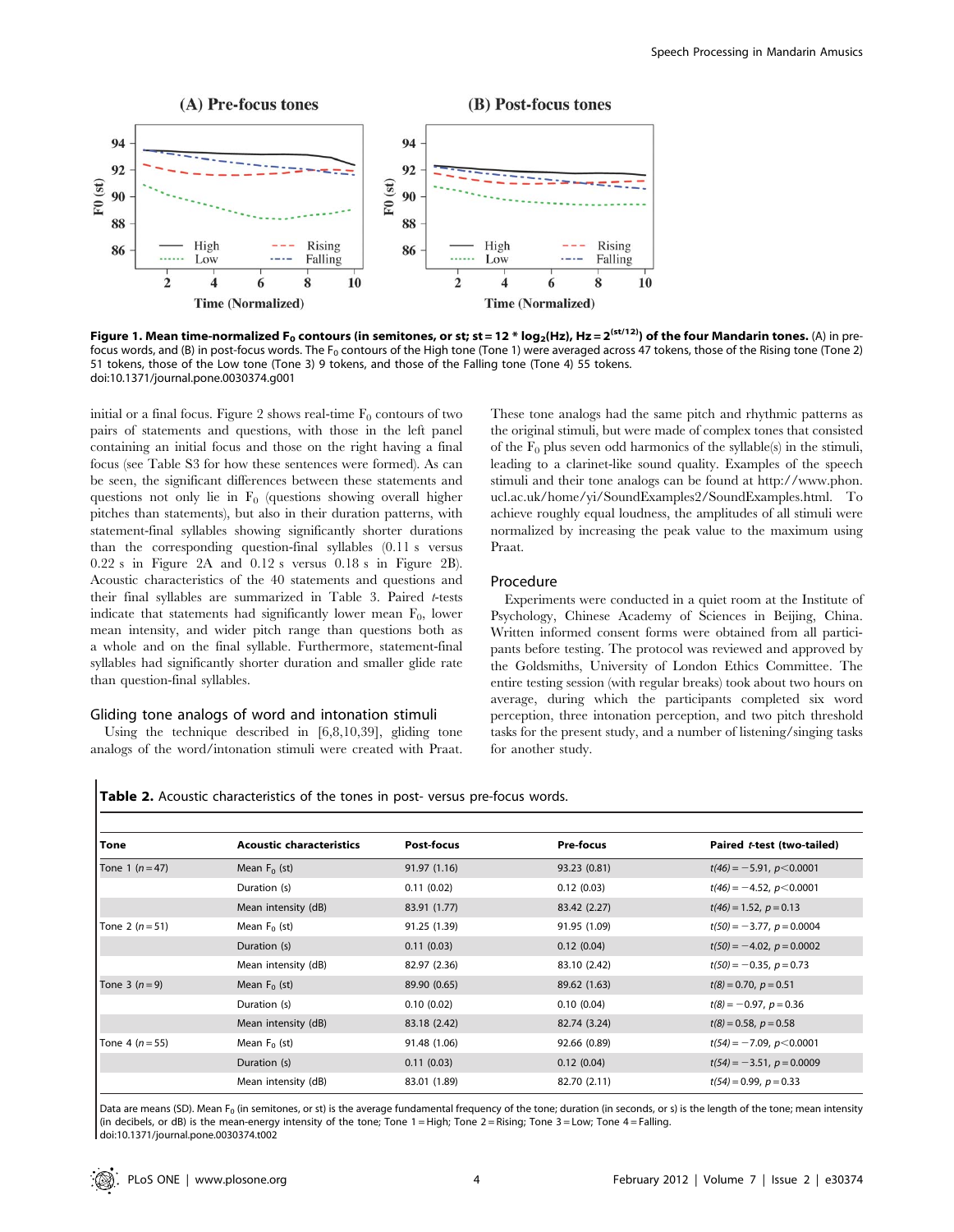**Figure 1. Mean time-normalized $F_0$ contours (in semitones, or st; st = 12 * $log_2$(Hz), Hz = $2^{(st/12)}$) of the four Mandarin tones.** (A) in pre-focus words, and (B) in post-focus words. The $F_0$ contours of the High tone (Tone 1) were averaged across 47 tokens, those of the Rising tone (Tone 2) 51 tokens, those of the Low tone (Tone 3) 9 tokens, and those of the Falling tone (Tone 4) 55 tokens.
doi:10.1371/journal.pone.0030374.g001

initial or a final focus. Figure 2 shows real-time $F_0$ contours of two pairs of statements and questions, with those in the left panel containing an initial focus and those on the right having a final focus (see Table S3 for how these sentences were formed). As can be seen, the significant differences between these statements and questions not only lie in $F_0$ (questions showing overall higher pitches than statements), but also in their duration patterns, with statement-final syllables showing significantly shorter durations than the corresponding question-final syllables (0.11 s versus 0.22 s in Figure 2A and 0.12 s versus 0.18 s in Figure 2B). Acoustic characteristics of the 40 statements and questions and their final syllables are summarized in Table 3. Paired *t*-tests indicate that statements had significantly lower mean $F_0$, lower mean intensity, and wider pitch range than questions both as a whole and on the final syllable. Furthermore, statement-final syllables had significantly shorter duration and smaller glide rate than question-final syllables.

### Gliding tone analogs of word and intonation stimuli

Using the technique described in [6,8,10,39], gliding tone analogs of the word/intonation stimuli were created with Praat. These tone analogs had the same pitch and rhythmic patterns as the original stimuli, but were made of complex tones that consisted of the $F_0$ plus seven odd harmonics of the syllable(s) in the stimuli, leading to a clarinet-like sound quality. Examples of the speech stimuli and their tone analogs can be found at http://www.phon.ucl.ac.uk/home/yi/SoundExamples2/SoundExamples.html. To achieve roughly equal loudness, the amplitudes of all stimuli were normalized by increasing the peak value to the maximum using Praat.

### Procedure

Experiments were conducted in a quiet room at the Institute of Psychology, Chinese Academy of Sciences in Beijing, China. Written informed consent forms were obtained from all participants before testing. The protocol was reviewed and approved by the Goldsmiths, University of London Ethics Committee. The entire testing session (with regular breaks) took about two hours on average, during which the participants completed six word perception, three intonation perception, and two pitch threshold tasks for the present study, and a number of listening/singing tasks for another study.

**Table 2.** Acoustic characteristics of the tones in post- versus pre-focus words.

| Tone | Acoustic characteristics | Post-focus | Pre-focus | Paired *t*-test (two-tailed) |
|---|---|---|---|---|
| Tone 1 ($n$ = 47) | Mean $F_0$ (st) | 91.97 (1.16) | 93.23 (0.81) | $t(46) = -5.91$, $p<0.0001$ |
| | Duration (s) | 0.11 (0.02) | 0.12 (0.03) | $t(46) = -4.52$, $p<0.0001$ |
| | Mean intensity (dB) | 83.91 (1.77) | 83.42 (2.27) | $t(46) = 1.52$, $p = 0.13$ |
| Tone 2 ($n$ = 51) | Mean $F_0$ (st) | 91.25 (1.39) | 91.95 (1.09) | $t(50) = -3.77$, $p = 0.0004$ |
| | Duration (s) | 0.11 (0.03) | 0.12 (0.04) | $t(50) = -4.02$, $p = 0.0002$ |
| | Mean intensity (dB) | 82.97 (2.36) | 83.10 (2.42) | $t(50) = -0.35$, $p = 0.73$ |
| Tone 3 ($n$ = 9) | Mean $F_0$ (st) | 89.90 (0.65) | 89.62 (1.63) | $t(8) = 0.70$, $p = 0.51$ |
| | Duration (s) | 0.10 (0.02) | 0.10 (0.04) | $t(8) = -0.97$, $p = 0.36$ |
| | Mean intensity (dB) | 83.18 (2.42) | 82.74 (3.24) | $t(8) = 0.58$, $p = 0.58$ |
| Tone 4 ($n$ = 55) | Mean $F_0$ (st) | 91.48 (1.06) | 92.66 (0.89) | $t(54) = -7.09$, $p<0.0001$ |
| | Duration (s) | 0.11 (0.03) | 0.12 (0.04) | $t(54) = -3.51$, $p = 0.0009$ |
| | Mean intensity (dB) | 83.01 (1.89) | 82.70 (2.11) | $t(54) = 0.99$, $p = 0.33$ |

Data are means (SD). Mean $F_0$ (in semitones, or st) is the average fundamental frequency of the tone; duration (in seconds, or s) is the length of the tone; mean intensity (in decibels, or dB) is the mean-energy intensity of the tone; Tone 1 = High; Tone 2 = Rising; Tone 3 = Low; Tone 4 = Falling.
doi:10.1371/journal.pone.0030374.t002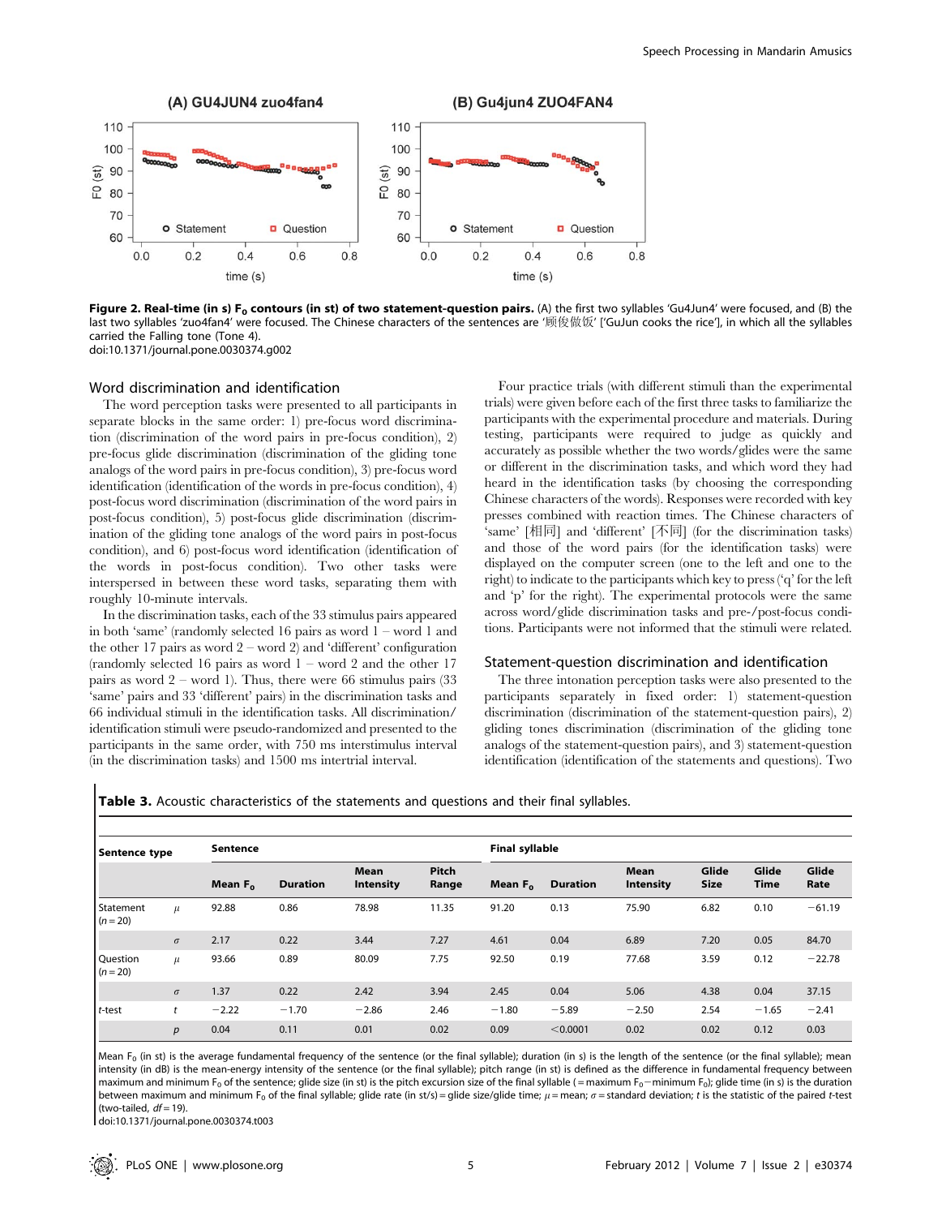**Figure 2. Real-time (in s) $F_0$ contours (in st) of two statement-question pairs.** (A) the first two syllables 'Gu4Jun4' were focused, and (B) the last two syllables 'zuo4fan4' were focused. The Chinese characters of the sentences are '顾俊做饭' ['GuJun cooks the rice'], in which all the syllables carried the Falling tone (Tone 4).
doi:10.1371/journal.pone.0030374.g002

### Word discrimination and identification

The word perception tasks were presented to all participants in separate blocks in the same order: 1) pre-focus word discrimination (discrimination of the word pairs in pre-focus condition), 2) pre-focus glide discrimination (discrimination of the gliding tone analogs of the word pairs in pre-focus condition), 3) pre-focus word identification (identification of the words in pre-focus condition), 4) post-focus word discrimination (discrimination of the word pairs in post-focus condition), 5) post-focus glide discrimination (discrimination of the gliding tone analogs of the word pairs in post-focus condition), and 6) post-focus word identification (identification of the words in post-focus condition). Two other tasks were interspersed in between these word tasks, separating them with roughly 10-minute intervals.

In the discrimination tasks, each of the 33 stimulus pairs appeared in both 'same' (randomly selected 16 pairs as word 1 – word 1 and the other 17 pairs as word 2 – word 2) and 'different' configuration (randomly selected 16 pairs as word 1 – word 2 and the other 17 pairs as word 2 – word 1). Thus, there were 66 stimulus pairs (33 'same' pairs and 33 'different' pairs) in the discrimination tasks and 66 individual stimuli in the identification tasks. All discrimination/identification stimuli were pseudo-randomized and presented to the participants in the same order, with 750 ms interstimulus interval (in the discrimination tasks) and 1500 ms intertrial interval.

Four practice trials (with different stimuli than the experimental trials) were given before each of the first three tasks to familiarize the participants with the experimental procedure and materials. During testing, participants were required to judge as quickly and accurately as possible whether the two words/glides were the same or different in the discrimination tasks, and which word they had heard in the identification tasks (by choosing the corresponding Chinese characters of the words). Responses were recorded with key presses combined with reaction times. The Chinese characters of 'same' [相同] and 'different' [不同] (for the discrimination tasks) and those of the word pairs (for the identification tasks) were displayed on the computer screen (one to the left and one to the right) to indicate to the participants which key to press ('q' for the left and 'p' for the right). The experimental protocols were the same across word/glide discrimination tasks and pre-/post-focus conditions. Participants were not informed that the stimuli were related.

### Statement-question discrimination and identification

The three intonation perception tasks were also presented to the participants separately in fixed order: 1) statement-question discrimination (discrimination of the statement-question pairs), 2) gliding tones discrimination (discrimination of the gliding tone analogs of the statement-question pairs), and 3) statement-question identification (identification of the statements and questions). Two

**Table 3.** Acoustic characteristics of the statements and questions and their final syllables.

| Sentence type | | Sentence | | | | Final syllable | | | | | |
|---|---|---|---|---|---|---|---|---|---|---|---|
| | | Mean $F_0$ | Duration | Mean Intensity | Pitch Range | Mean $F_0$ | Duration | Mean Intensity | Glide Size | Glide Time | Glide Rate |
| Statement ($n$ = 20) | $\mu$ | 92.88 | 0.86 | 78.98 | 11.35 | 91.20 | 0.13 | 75.90 | 6.82 | 0.10 | −61.19 |
| | $\sigma$ | 2.17 | 0.22 | 3.44 | 7.27 | 4.61 | 0.04 | 6.89 | 7.20 | 0.05 | 84.70 |
| Question ($n$ = 20) | $\mu$ | 93.66 | 0.89 | 80.09 | 7.75 | 92.50 | 0.19 | 77.68 | 3.59 | 0.12 | −22.78 |
| | $\sigma$ | 1.37 | 0.22 | 2.42 | 3.94 | 2.45 | 0.04 | 5.06 | 4.38 | 0.04 | 37.15 |
| $t$-test | $t$ | −2.22 | −1.70 | −2.86 | 2.46 | −1.80 | −5.89 | −2.50 | 2.54 | −1.65 | −2.41 |
| | $p$ | 0.04 | 0.11 | 0.01 | 0.02 | 0.09 | <0.0001 | 0.02 | 0.02 | 0.12 | 0.03 |

Mean $F_0$ (in st) is the average fundamental frequency of the sentence (or the final syllable); duration (in s) is the length of the sentence (or the final syllable); mean intensity (in dB) is the mean-energy intensity of the sentence (or the final syllable); pitch range (in st) is defined as the difference in fundamental frequency between maximum and minimum $F_0$ of the sentence; glide size (in st) is the pitch excursion size of the final syllable (= maximum $F_0$ − minimum $F_0$); glide time (in s) is the duration between maximum and minimum $F_0$ of the final syllable; glide rate (in st/s) = glide size/glide time; $\mu$ = mean; $\sigma$ = standard deviation; $t$ is the statistic of the paired $t$-test (two-tailed, $df$ = 19).
doi:10.1371/journal.pone.0030374.t003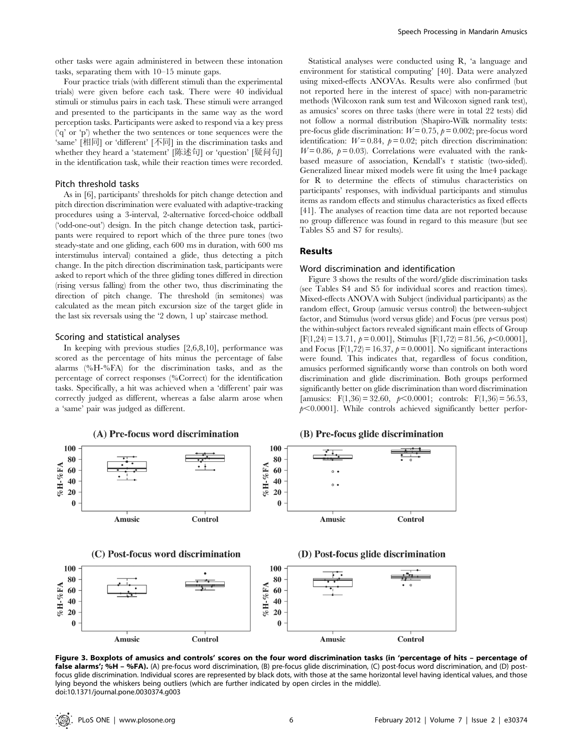other tasks were again administered in between these intonation tasks, separating them with 10–15 minute gaps.

Four practice trials (with different stimuli than the experimental trials) were given before each task. There were 40 individual stimuli or stimulus pairs in each task. These stimuli were arranged and presented to the participants in the same way as the word perception tasks. Participants were asked to respond via a key press ('q' or 'p') whether the two sentences or tone sequences were the 'same' [相同] or 'different' [不同] in the discrimination tasks and whether they heard a 'statement' [陈述句] or 'question' [疑问句] in the identification task, while their reaction times were recorded.

### Pitch threshold tasks

As in [6], participants' thresholds for pitch change detection and pitch direction discrimination were evaluated with adaptive-tracking procedures using a 3-interval, 2-alternative forced-choice oddball ('odd-one-out') design. In the pitch change detection task, participants were required to report which of the three pure tones (two steady-state and one gliding, each 600 ms in duration, with 600 ms interstimulus interval) contained a glide, thus detecting a pitch change. In the pitch direction discrimination task, participants were asked to report which of the three gliding tones differed in direction (rising versus falling) from the other two, thus discriminating the direction of pitch change. The threshold (in semitones) was calculated as the mean pitch excursion size of the target glide in the last six reversals using the '2 down, 1 up' staircase method.

### Scoring and statistical analyses

In keeping with previous studies [2,6,8,10], performance was scored as the percentage of hits minus the percentage of false alarms (%H-%FA) for the discrimination tasks, and as the percentage of correct responses (%Correct) for the identification tasks. Specifically, a hit was achieved when a 'different' pair was correctly judged as different, whereas a false alarm arose when a 'same' pair was judged as different.

Statistical analyses were conducted using R, 'a language and environment for statistical computing' [40]. Data were analyzed using mixed-effects ANOVAs. Results were also confirmed (but not reported here in the interest of space) with non-parametric methods (Wilcoxon rank sum test and Wilcoxon signed rank test), as amusics' scores on three tasks (there were in total 22 tests) did not follow a normal distribution (Shapiro-Wilk normality tests: pre-focus glide discrimination: $W = 0.75$, $p = 0.002$; pre-focus word identification: $W = 0.84$, $p = 0.02$; pitch direction discrimination: $W = 0.86$, $p = 0.03$). Correlations were evaluated with the rank-based measure of association, Kendall's $\tau$ statistic (two-sided). Generalized linear mixed models were fit using the lme4 package for R to determine the effects of stimulus characteristics on participants' responses, with individual participants and stimulus items as random effects and stimulus characteristics as fixed effects [41]. The analyses of reaction time data are not reported because no group difference was found in regard to this measure (but see Tables S5 and S7 for results).

## Results

### Word discrimination and identification

Figure 3 shows the results of the word/glide discrimination tasks (see Tables S4 and S5 for individual scores and reaction times). Mixed-effects ANOVA with Subject (individual participants) as the random effect, Group (amusic versus control) the between-subject factor, and Stimulus (word versus glide) and Focus (pre versus post) the within-subject factors revealed significant main effects of Group [$F(1,24) = 13.71$, $p = 0.001$], Stimulus [$F(1,72) = 81.56$, $p < 0.0001$], and Focus [$F(1,72) = 16.37$, $p = 0.0001$]. No significant interactions were found. This indicates that, regardless of focus condition, amusics performed significantly worse than controls on both word discrimination and glide discrimination. Both groups performed significantly better on glide discrimination than word discrimination [amusics: $F(1,36) = 32.60$, $p < 0.0001$; controls: $F(1,36) = 56.53$, $p < 0.0001$]. While controls achieved significantly better perfor-

**Figure 3. Boxplots of amusics and controls' scores on the four word discrimination tasks (in 'percentage of hits – percentage of false alarms'; %H – %FA).** (A) pre-focus word discrimination, (B) pre-focus glide discrimination, (C) post-focus word discrimination, and (D) post-focus glide discrimination. Individual scores are represented by black dots, with those at the same horizontal level having identical values, and those lying beyond the whiskers being outliers (which are further indicated by open circles in the middle).
doi:10.1371/journal.pone.0030374.g003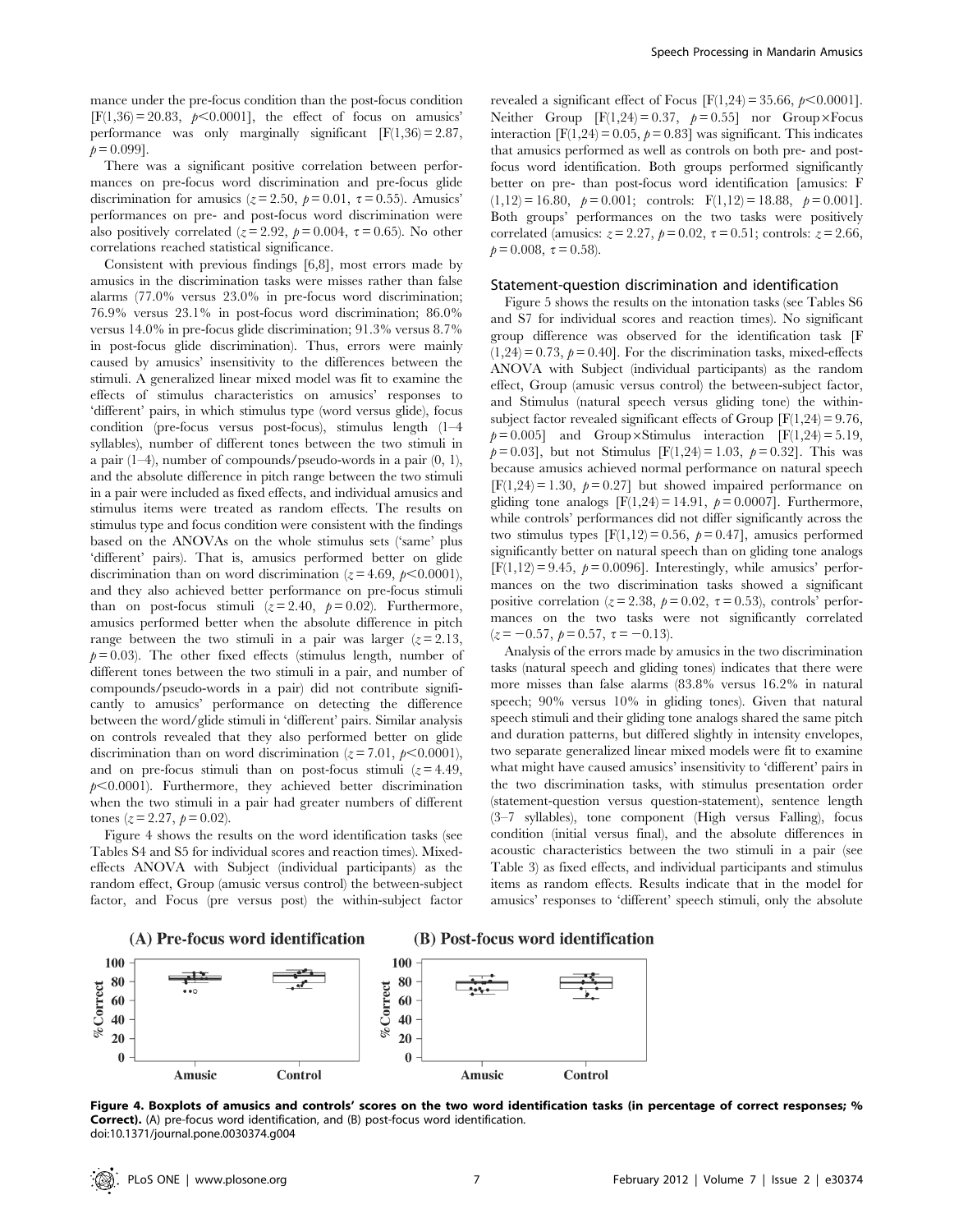mance under the pre-focus condition than the post-focus condition [$F(1,36) = 20.83$, $p < 0.0001$], the effect of focus on amusics' performance was only marginally significant [$F(1,36) = 2.87$, $p = 0.099$].

There was a significant positive correlation between performances on pre-focus word discrimination and pre-focus glide discrimination for amusics ($z = 2.50$, $p = 0.01$, $\tau = 0.55$). Amusics' performances on pre- and post-focus word discrimination were also positively correlated ($z = 2.92$, $p = 0.004$, $\tau = 0.65$). No other correlations reached statistical significance.

Consistent with previous findings [6,8], most errors made by amusics in the discrimination tasks were misses rather than false alarms (77.0% versus 23.0% in pre-focus word discrimination; 76.9% versus 23.1% in post-focus word discrimination; 86.0% versus 14.0% in pre-focus glide discrimination; 91.3% versus 8.7% in post-focus glide discrimination). Thus, errors were mainly caused by amusics' insensitivity to the differences between the stimuli. A generalized linear mixed model was fit to examine the effects of stimulus characteristics on amusics' responses to 'different' pairs, in which stimulus type (word versus glide), focus condition (pre-focus versus post-focus), stimulus length (1–4 syllables), number of different tones between the two stimuli in a pair (1–4), number of compounds/pseudo-words in a pair (0, 1), and the absolute difference in pitch range between the two stimuli in a pair were included as fixed effects, and individual amusics and stimulus items were treated as random effects. The results on stimulus type and focus condition were consistent with the findings based on the ANOVAs on the whole stimulus sets ('same' plus 'different' pairs). That is, amusics performed better on glide discrimination than on word discrimination ($z = 4.69$, $p < 0.0001$), and they also achieved better performance on pre-focus stimuli than on post-focus stimuli ($z = 2.40$, $p = 0.02$). Furthermore, amusics performed better when the absolute difference in pitch range between the two stimuli in a pair was larger ($z = 2.13$, $p = 0.03$). The other fixed effects (stimulus length, number of different tones between the two stimuli in a pair, and number of compounds/pseudo-words in a pair) did not contribute significantly to amusics' performance on detecting the difference between the word/glide stimuli in 'different' pairs. Similar analysis on controls revealed that they also performed better on glide discrimination than on word discrimination ($z = 7.01$, $p < 0.0001$), and on pre-focus stimuli than on post-focus stimuli ($z = 4.49$, $p < 0.0001$). Furthermore, they achieved better discrimination when the two stimuli in a pair had greater numbers of different tones ($z = 2.27$, $p = 0.02$).

Figure 4 shows the results on the word identification tasks (see Tables S4 and S5 for individual scores and reaction times). Mixed-effects ANOVA with Subject (individual participants) as the random effect, Group (amusic versus control) the between-subject factor, and Focus (pre versus post) the within-subject factor revealed a significant effect of Focus [$F(1,24) = 35.66$, $p < 0.0001$]. Neither Group [$F(1,24) = 0.37$, $p = 0.55$] nor Group×Focus interaction [$F(1,24) = 0.05$, $p = 0.83$] was significant. This indicates that amusics performed as well as controls on both pre- and post-focus word identification. Both groups performed significantly better on pre- than post-focus word identification [amusics: $F(1,12) = 16.80$, $p = 0.001$; controls: $F(1,12) = 18.88$, $p = 0.001$]. Both groups' performances on the two tasks were positively correlated (amusics: $z = 2.27$, $p = 0.02$, $\tau = 0.51$; controls: $z = 2.66$, $p = 0.008$, $\tau = 0.58$).

### Statement-question discrimination and identification

Figure 5 shows the results on the intonation tasks (see Tables S6 and S7 for individual scores and reaction times). No significant group difference was observed for the identification task [$F(1,24) = 0.73$, $p = 0.40$]. For the discrimination tasks, mixed-effects ANOVA with Subject (individual participants) as the random effect, Group (amusic versus control) the between-subject factor, and Stimulus (natural speech versus gliding tone) the within-subject factor revealed significant effects of Group [$F(1,24) = 9.76$, $p = 0.005$] and Group×Stimulus interaction [$F(1,24) = 5.19$, $p = 0.03$], but not Stimulus [$F(1,24) = 1.03$, $p = 0.32$]. This was because amusics achieved normal performance on natural speech [$F(1,24) = 1.30$, $p = 0.27$] but showed impaired performance on gliding tone analogs [$F(1,24) = 14.91$, $p = 0.0007$]. Furthermore, while controls' performances did not differ significantly across the two stimulus types [$F(1,12) = 0.56$, $p = 0.47$], amusics performed significantly better on natural speech than on gliding tone analogs [$F(1,12) = 9.45$, $p = 0.0096$]. Interestingly, while amusics' performances on the two discrimination tasks showed a significant positive correlation ($z = 2.38$, $p = 0.02$, $\tau = 0.53$), controls' performances on the two tasks were not significantly correlated ($z = -0.57$, $p = 0.57$, $\tau = -0.13$).

Analysis of the errors made by amusics in the two discrimination tasks (natural speech and gliding tones) indicates that there were more misses than false alarms (83.8% versus 16.2% in natural speech; 90% versus 10% in gliding tones). Given that natural speech stimuli and their gliding tone analogs shared the same pitch and duration patterns, but differed slightly in intensity envelopes, two separate generalized linear mixed models were fit to examine what might have caused amusics' insensitivity to 'different' pairs in the two discrimination tasks, with stimulus presentation order (statement-question versus question-statement), sentence length (3–7 syllables), tone component (High versus Falling), focus condition (initial versus final), and the absolute differences in acoustic characteristics between the two stimuli in a pair (see Table 3) as fixed effects, and individual participants and stimulus items as random effects. Results indicate that in the model for amusics' responses to 'different' speech stimuli, only the absolute

**Figure 4. Boxplots of amusics and controls' scores on the two word identification tasks (in percentage of correct responses; % Correct).** (A) pre-focus word identification, and (B) post-focus word identification.
doi:10.1371/journal.pone.0030374.g004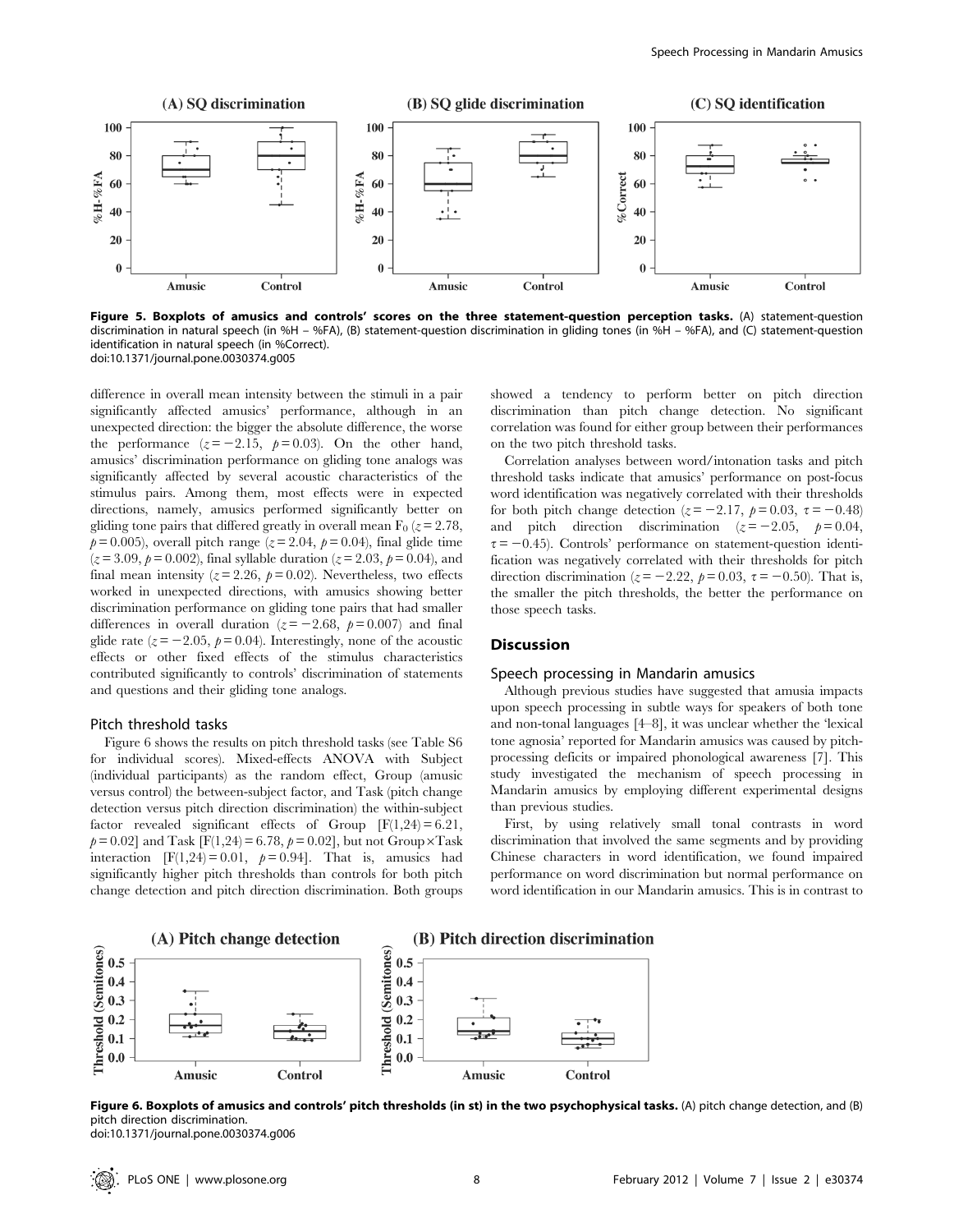**Figure 5. Boxplots of amusics and controls' scores on the three statement-question perception tasks.** (A) statement-question discrimination in natural speech (in %H – %FA), (B) statement-question discrimination in gliding tones (in %H – %FA), and (C) statement-question identification in natural speech (in %Correct).
doi:10.1371/journal.pone.0030374.g005

difference in overall mean intensity between the stimuli in a pair significantly affected amusics' performance, although in an unexpected direction: the bigger the absolute difference, the worse the performance ($z = -2.15$, $p = 0.03$). On the other hand, amusics' discrimination performance on gliding tone analogs was significantly affected by several acoustic characteristics of the stimulus pairs. Among them, most effects were in expected directions, namely, amusics performed significantly better on gliding tone pairs that differed greatly in overall mean $F_0$ ($z = 2.78$, $p = 0.005$), overall pitch range ($z = 2.04$, $p = 0.04$), final glide time ($z = 3.09$, $p = 0.002$), final syllable duration ($z = 2.03$, $p = 0.04$), and final mean intensity ($z = 2.26$, $p = 0.02$). Nevertheless, two effects worked in unexpected directions, with amusics showing better discrimination performance on gliding tone pairs that had smaller differences in overall duration ($z = -2.68$, $p = 0.007$) and final glide rate ($z = -2.05$, $p = 0.04$). Interestingly, none of the acoustic effects or other fixed effects of the stimulus characteristics contributed significantly to controls' discrimination of statements and questions and their gliding tone analogs.

### Pitch threshold tasks

Figure 6 shows the results on pitch threshold tasks (see Table S6 for individual scores). Mixed-effects ANOVA with Subject (individual participants) as the random effect, Group (amusic versus control) the between-subject factor, and Task (pitch change detection versus pitch direction discrimination) the within-subject factor revealed significant effects of Group [$F(1,24) = 6.21$, $p = 0.02$] and Task [$F(1,24) = 6.78$, $p = 0.02$], but not Group×Task interaction [$F(1,24) = 0.01$, $p = 0.94$]. That is, amusics had significantly higher pitch thresholds than controls for both pitch change detection and pitch direction discrimination. Both groups showed a tendency to perform better on pitch direction discrimination than pitch change detection. No significant correlation was found for either group between their performances on the two pitch threshold tasks.

Correlation analyses between word/intonation tasks and pitch threshold tasks indicate that amusics' performance on post-focus word identification was negatively correlated with their thresholds for both pitch change detection ($z = -2.17$, $p = 0.03$, $\tau = -0.48$) and pitch direction discrimination ($z = -2.05$, $p = 0.04$, $\tau = -0.45$). Controls' performance on statement-question identification was negatively correlated with their thresholds for pitch direction discrimination ($z = -2.22$, $p = 0.03$, $\tau = -0.50$). That is, the smaller the pitch thresholds, the better the performance on those speech tasks.

## Discussion

### Speech processing in Mandarin amusics

Although previous studies have suggested that amusia impacts upon speech processing in subtle ways for speakers of both tone and non-tonal languages [4–8], it was unclear whether the 'lexical tone agnosia' reported for Mandarin amusics was caused by pitch-processing deficits or impaired phonological awareness [7]. This study investigated the mechanism of speech processing in Mandarin amusics by employing different experimental designs than previous studies.

First, by using relatively small tonal contrasts in word discrimination that involved the same segments and by providing Chinese characters in word identification, we found impaired performance on word discrimination but normal performance on word identification in our Mandarin amusics. This is in contrast to

**Figure 6. Boxplots of amusics and controls' pitch thresholds (in st) in the two psychophysical tasks.** (A) pitch change detection, and (B) pitch direction discrimination.
doi:10.1371/journal.pone.0030374.g006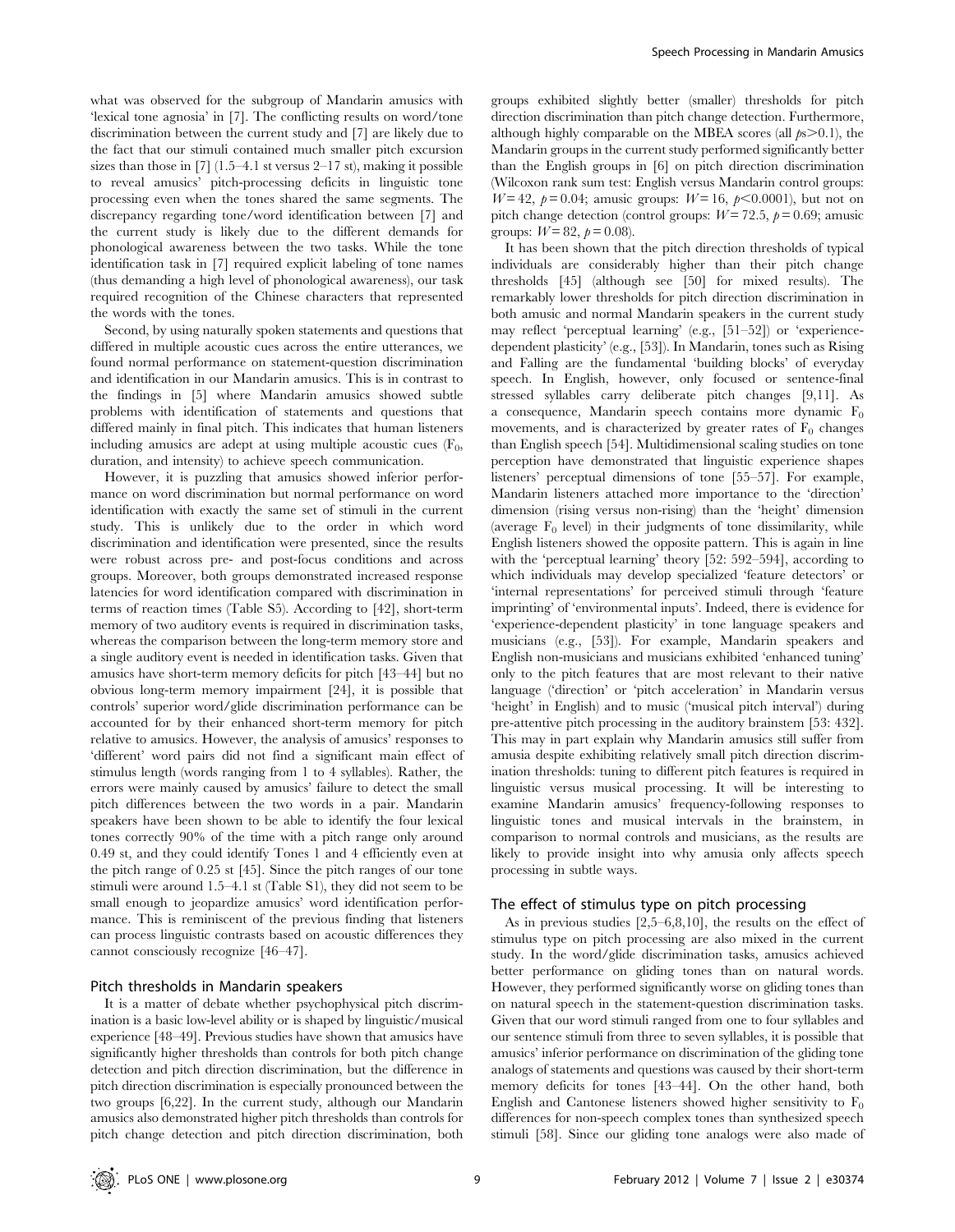what was observed for the subgroup of Mandarin amusics with 'lexical tone agnosia' in [7]. The conflicting results on word/tone discrimination between the current study and [7] are likely due to the fact that our stimuli contained much smaller pitch excursion sizes than those in [7] (1.5–4.1 st versus 2–17 st), making it possible to reveal amusics' pitch-processing deficits in linguistic tone processing even when the tones shared the same segments. The discrepancy regarding tone/word identification between [7] and the current study is likely due to the different demands for phonological awareness between the two tasks. While the tone identification task in [7] required explicit labeling of tone names (thus demanding a high level of phonological awareness), our task required recognition of the Chinese characters that represented the words with the tones.

Second, by using naturally spoken statements and questions that differed in multiple acoustic cues across the entire utterances, we found normal performance on statement-question discrimination and identification in our Mandarin amusics. This is in contrast to the findings in [5] where Mandarin amusics showed subtle problems with identification of statements and questions that differed mainly in final pitch. This indicates that human listeners including amusics are adept at using multiple acoustic cues ($F_0$, duration, and intensity) to achieve speech communication.

However, it is puzzling that amusics showed inferior performance on word discrimination but normal performance on word identification with exactly the same set of stimuli in the current study. This is unlikely due to the order in which word discrimination and identification were presented, since the results were robust across pre- and post-focus conditions and across groups. Moreover, both groups demonstrated increased response latencies for word identification compared with discrimination in terms of reaction times (Table S5). According to [42], short-term memory of two auditory events is required in discrimination tasks, whereas the comparison between the long-term memory store and a single auditory event is needed in identification tasks. Given that amusics have short-term memory deficits for pitch [43–44] but no obvious long-term memory impairment [24], it is possible that controls' superior word/glide discrimination performance can be accounted for by their enhanced short-term memory for pitch relative to amusics. However, the analysis of amusics' responses to 'different' word pairs did not find a significant main effect of stimulus length (words ranging from 1 to 4 syllables). Rather, the errors were mainly caused by amusics' failure to detect the small pitch differences between the two words in a pair. Mandarin speakers have been shown to be able to identify the four lexical tones correctly 90% of the time with a pitch range only around 0.49 st, and they could identify Tones 1 and 4 efficiently even at the pitch range of 0.25 st [45]. Since the pitch ranges of our tone stimuli were around 1.5–4.1 st (Table S1), they did not seem to be small enough to jeopardize amusics' word identification performance. This is reminiscent of the previous finding that listeners can process linguistic contrasts based on acoustic differences they cannot consciously recognize [46–47].

## Pitch thresholds in Mandarin speakers

It is a matter of debate whether psychophysical pitch discrimination is a basic low-level ability or is shaped by linguistic/musical experience [48–49]. Previous studies have shown that amusics have significantly higher thresholds than controls for both pitch change detection and pitch direction discrimination, but the difference in pitch direction discrimination is especially pronounced between the two groups [6,22]. In the current study, although our Mandarin amusics also demonstrated higher pitch thresholds than controls for pitch change detection and pitch direction discrimination, both groups exhibited slightly better (smaller) thresholds for pitch direction discrimination than pitch change detection. Furthermore, although highly comparable on the MBEA scores (all $p$s$>$0.1), the Mandarin groups in the current study performed significantly better than the English groups in [6] on pitch direction discrimination (Wilcoxon rank sum test: English versus Mandarin control groups: $W = 42$, $p = 0.04$; amusic groups: $W = 16$, $p < 0.0001$), but not on pitch change detection (control groups: $W = 72.5$, $p = 0.69$; amusic groups: $W = 82$, $p = 0.08$).

It has been shown that the pitch direction thresholds of typical individuals are considerably higher than their pitch change thresholds [45] (although see [50] for mixed results). The remarkably lower thresholds for pitch direction discrimination in both amusic and normal Mandarin speakers in the current study may reflect 'perceptual learning' (e.g., [51–52]) or 'experience-dependent plasticity' (e.g., [53]). In Mandarin, tones such as Rising and Falling are the fundamental 'building blocks' of everyday speech. In English, however, only focused or sentence-final stressed syllables carry deliberate pitch changes [9,11]. As a consequence, Mandarin speech contains more dynamic $F_0$ movements, and is characterized by greater rates of $F_0$ changes than English speech [54]. Multidimensional scaling studies on tone perception have demonstrated that linguistic experience shapes listeners' perceptual dimensions of tone [55–57]. For example, Mandarin listeners attached more importance to the 'direction' dimension (rising versus non-rising) than the 'height' dimension (average $F_0$ level) in their judgments of tone dissimilarity, while English listeners showed the opposite pattern. This is again in line with the 'perceptual learning' theory [52: 592–594], according to which individuals may develop specialized 'feature detectors' or 'internal representations' for perceived stimuli through 'feature imprinting' of 'environmental inputs'. Indeed, there is evidence for 'experience-dependent plasticity' in tone language speakers and musicians (e.g., [53]). For example, Mandarin speakers and English non-musicians and musicians exhibited 'enhanced tuning' only to the pitch features that are most relevant to their native language ('direction' or 'pitch acceleration' in Mandarin versus 'height' in English) and to music ('musical pitch interval') during pre-attentive pitch processing in the auditory brainstem [53: 432]. This may in part explain why Mandarin amusics still suffer from amusia despite exhibiting relatively small pitch direction discrimination thresholds: tuning to different pitch features is required in linguistic versus musical processing. It will be interesting to examine Mandarin amusics' frequency-following responses to linguistic tones and musical intervals in the brainstem, in comparison to normal controls and musicians, as the results are likely to provide insight into why amusia only affects speech processing in subtle ways.

## The effect of stimulus type on pitch processing

As in previous studies [2,5–6,8,10], the results on the effect of stimulus type on pitch processing are also mixed in the current study. In the word/glide discrimination tasks, amusics achieved better performance on gliding tones than on natural words. However, they performed significantly worse on gliding tones than on natural speech in the statement-question discrimination tasks. Given that our word stimuli ranged from one to four syllables and our sentence stimuli from three to seven syllables, it is possible that amusics' inferior performance on discrimination of the gliding tone analogs of statements and questions was caused by their short-term memory deficits for tones [43–44]. On the other hand, both English and Cantonese listeners showed higher sensitivity to $F_0$ differences for non-speech complex tones than synthesized speech stimuli [58]. Since our gliding tone analogs were also made of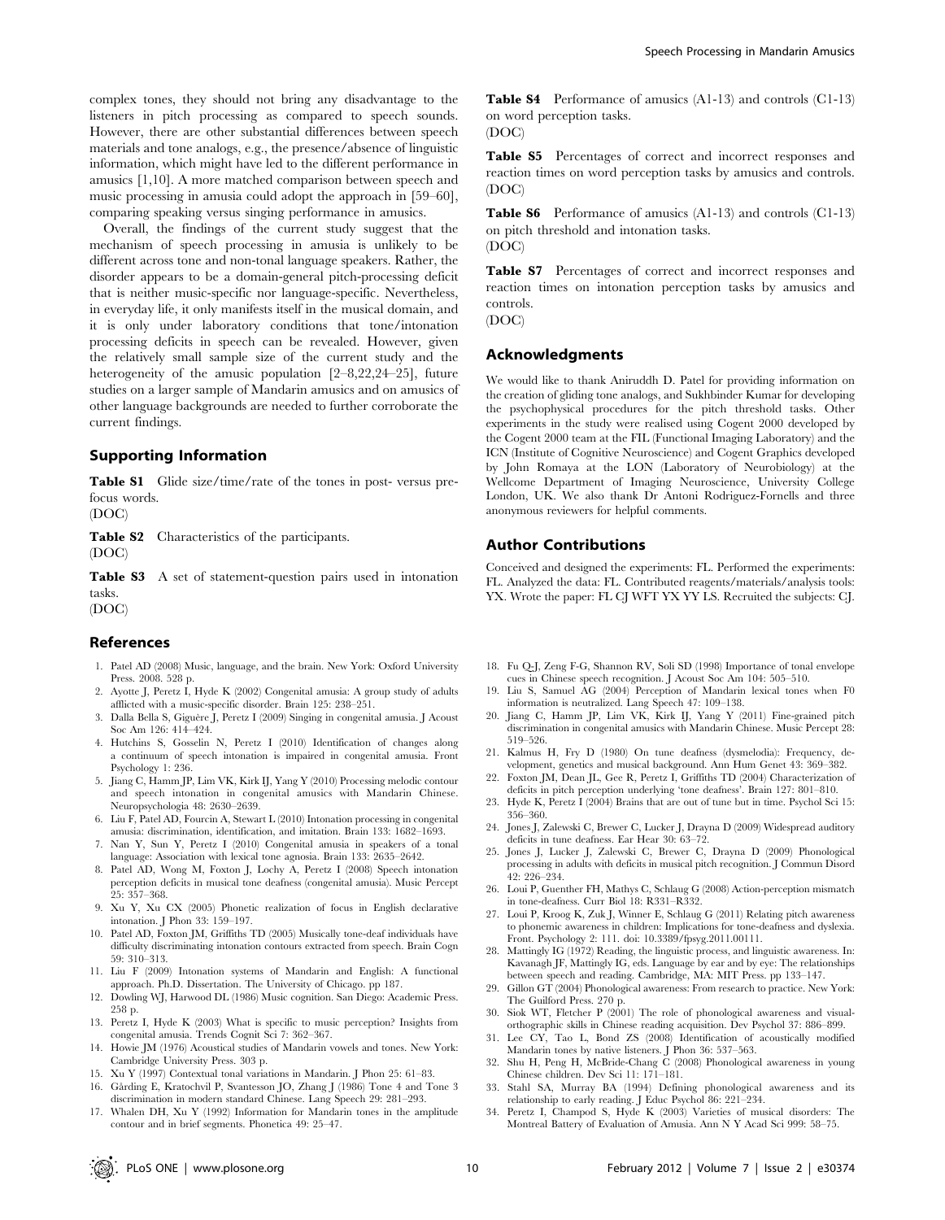complex tones, they should not bring any disadvantage to the listeners in pitch processing as compared to speech sounds. However, there are other substantial differences between speech materials and tone analogs, e.g., the presence/absence of linguistic information, which might have led to the different performance in amusics [1,10]. A more matched comparison between speech and music processing in amusia could adopt the approach in [59–60], comparing speaking versus singing performance in amusics.

Overall, the findings of the current study suggest that the mechanism of speech processing in amusia is unlikely to be different across tone and non-tonal language speakers. Rather, the disorder appears to be a domain-general pitch-processing deficit that is neither music-specific nor language-specific. Nevertheless, in everyday life, it only manifests itself in the musical domain, and it is only under laboratory conditions that tone/intonation processing deficits in speech can be revealed. However, given the relatively small sample size of the current study and the heterogeneity of the amusic population [2–8,22,24–25], future studies on a larger sample of Mandarin amusics and on amusics of other language backgrounds are needed to further corroborate the current findings.

## Supporting Information

**Table S1** Glide size/time/rate of the tones in post- versus pre-focus words.
(DOC)

**Table S2** Characteristics of the participants.
(DOC)

**Table S3** A set of statement-question pairs used in intonation tasks.
(DOC)

**Table S4** Performance of amusics (A1-13) and controls (C1-13) on word perception tasks.
(DOC)

**Table S5** Percentages of correct and incorrect responses and reaction times on word perception tasks by amusics and controls.
(DOC)

**Table S6** Performance of amusics (A1-13) and controls (C1-13) on pitch threshold and intonation tasks.
(DOC)

**Table S7** Percentages of correct and incorrect responses and reaction times on intonation perception tasks by amusics and controls.
(DOC)

## Acknowledgments

We would like to thank Aniruddh D. Patel for providing information on the creation of gliding tone analogs, and Sukhbinder Kumar for developing the psychophysical procedures for the pitch threshold tasks. Other experiments in the study were realised using Cogent 2000 developed by the Cogent 2000 team at the FIL (Functional Imaging Laboratory) and the ICN (Institute of Cognitive Neuroscience) and Cogent Graphics developed by John Romaya at the LON (Laboratory of Neurobiology) at the Wellcome Department of Imaging Neuroscience, University College London, UK. We also thank Dr Antoni Rodriguez-Fornells and three anonymous reviewers for helpful comments.

## Author Contributions

Conceived and designed the experiments: FL. Performed the experiments: FL. Analyzed the data: FL. Contributed reagents/materials/analysis tools: YX. Wrote the paper: FL CJ WFT YX YY LS. Recruited the subjects: CJ.

## References

1. Patel AD (2008) Music, language, and the brain. New York: Oxford University Press. 2008. 528 p.
2. Ayotte J, Peretz I, Hyde K (2002) Congenital amusia: A group study of adults afflicted with a music-specific disorder. Brain 125: 238–251.
3. Dalla Bella S, Giguère J, Peretz I (2009) Singing in congenital amusia. J Acoust Soc Am 126: 414–424.
4. Hutchins S, Gosselin N, Peretz I (2010) Identification of changes along a continuum of speech intonation is impaired in congenital amusia. Front Psychology 1: 236.
5. Jiang C, Hamm JP, Lim VK, Kirk IJ, Yang Y (2010) Processing melodic contour and speech intonation in congenital amusics with Mandarin Chinese. Neuropsychologia 48: 2630–2639.
6. Liu F, Patel AD, Fourcin A, Stewart L (2010) Intonation processing in congenital amusia: discrimination, identification, and imitation. Brain 133: 1682–1693.
7. Nan Y, Sun Y, Peretz I (2010) Congenital amusia in speakers of a tonal language: Association with lexical tone agnosia. Brain 133: 2635–2642.
8. Patel AD, Wong M, Foxton J, Lochy A, Peretz I (2008) Speech intonation perception deficits in musical tone deafness (congenital amusia). Music Percept 25: 357–368.
9. Xu Y, Xu CX (2005) Phonetic realization of focus in English declarative intonation. J Phon 33: 159–197.
10. Patel AD, Foxton JM, Griffiths TD (2005) Musically tone-deaf individuals have difficulty discriminating intonation contours extracted from speech. Brain Cogn 59: 310–313.
11. Liu F (2009) Intonation systems of Mandarin and English: A functional approach. Ph.D. Dissertation. The University of Chicago. pp 187.
12. Dowling WJ, Harwood DL (1986) Music cognition. San Diego: Academic Press. 258 p.
13. Peretz I, Hyde K (2003) What is specific to music perception? Insights from congenital amusia. Trends Cognit Sci 7: 362–367.
14. Howie JM (1976) Acoustical studies of Mandarin vowels and tones. New York: Cambridge University Press. 303 p.
15. Xu Y (1997) Contextual tonal variations in Mandarin. J Phon 25: 61–83.
16. Gårding E, Kratochvil P, Svantesson JO, Zhang J (1986) Tone 4 and Tone 3 discrimination in modern standard Chinese. Lang Speech 29: 281–293.
17. Whalen DH, Xu Y (1992) Information for Mandarin tones in the amplitude contour and in brief segments. Phonetica 49: 25–47.
18. Fu Q-J, Zeng F-G, Shannon RV, Soli SD (1998) Importance of tonal envelope cues in Chinese speech recognition. J Acoust Soc Am 104: 505–510.
19. Liu S, Samuel AG (2004) Perception of Mandarin lexical tones when F0 information is neutralized. Lang Speech 47: 109–138.
20. Jiang C, Hamm JP, Lim VK, Kirk IJ, Yang Y (2011) Fine-grained pitch discrimination in congenital amusics with Mandarin Chinese. Music Percept 28: 519–526.
21. Kalmus H, Fry D (1980) On tune deafness (dysmelodia): Frequency, development, genetics and musical background. Ann Hum Genet 43: 369–382.
22. Foxton JM, Dean JL, Gee R, Peretz I, Griffiths TD (2004) Characterization of deficits in pitch perception underlying 'tone deafness'. Brain 127: 801–810.
23. Hyde K, Peretz I (2004) Brains that are out of tune but in time. Psychol Sci 15: 356–360.
24. Jones J, Zalewski C, Brewer C, Lucker J, Drayna D (2009) Widespread auditory deficits in tune deafness. Ear Hear 30: 63–72.
25. Jones J, Lucker J, Zalewski C, Brewer C, Drayna D (2009) Phonological processing in adults with deficits in musical pitch recognition. J Commun Disord 42: 226–234.
26. Loui P, Guenther FH, Mathys C, Schlaug G (2008) Action-perception mismatch in tone-deafness. Curr Biol 18: R331–R332.
27. Loui P, Kroog K, Zuk J, Winner E, Schlaug G (2011) Relating pitch awareness to phonemic awareness in children: Implications for tone-deafness and dyslexia. Front. Psychology 2: 111. doi: 10.3389/fpsyg.2011.00111.
28. Mattingly IG (1972) Reading, the linguistic process, and linguistic awareness. In: Kavanagh JF, Mattingly IG, eds. Language by ear and by eye: The relationships between speech and reading. Cambridge, MA: MIT Press. pp 133–147.
29. Gillon GT (2004) Phonological awareness: From research to practice. New York: The Guilford Press. 270 p.
30. Siok WT, Fletcher P (2001) The role of phonological awareness and visual-orthographic skills in Chinese reading acquisition. Dev Psychol 37: 886–899.
31. Lee CY, Tao L, Bond ZS (2008) Identification of acoustically modified Mandarin tones by native listeners. J Phon 36: 537–563.
32. Shu H, Peng H, McBride-Chang C (2008) Phonological awareness in young Chinese children. Dev Sci 11: 171–181.
33. Stahl SA, Murray BA (1994) Defining phonological awareness and its relationship to early reading. J Educ Psychol 86: 221–234.
34. Peretz I, Champod S, Hyde K (2003) Varieties of musical disorders: The Montreal Battery of Evaluation of Amusia. Ann N Y Acad Sci 999: 58–75.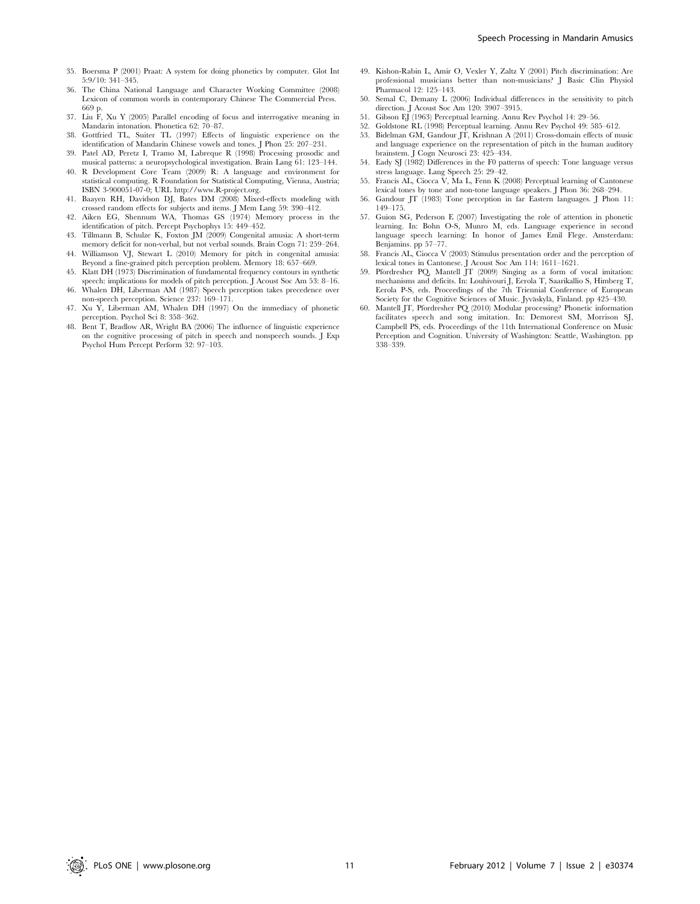35. Boersma P (2001) Praat: A system for doing phonetics by computer. Glot Int 5:9/10: 341–345.
36. The China National Language and Character Working Committee (2008) Lexicon of common words in contemporary Chinese The Commercial Press. 669 p.
37. Liu F, Xu Y (2005) Parallel encoding of focus and interrogative meaning in Mandarin intonation. Phonetica 62: 70–87.
38. Gottfried TL, Suiter TL (1997) Effects of linguistic experience on the identification of Mandarin Chinese vowels and tones. J Phon 25: 207–231.
39. Patel AD, Peretz I, Tramo M, Labreque R (1998) Processing prosodic and musical patterns: a neuropsychological investigation. Brain Lang 61: 123–144.
40. R Development Core Team (2009) R: A language and environment for statistical computing. R Foundation for Statistical Computing, Vienna, Austria; ISBN 3-900051-07-0; URL http://www.R-project.org.
41. Baayen RH, Davidson DJ, Bates DM (2008) Mixed-effects modeling with crossed random effects for subjects and items. J Mem Lang 59: 390–412.
42. Aiken EG, Shennum WA, Thomas GS (1974) Memory process in the identification of pitch. Percept Psychophys 15: 449–452.
43. Tillmann B, Schulze K, Foxton JM (2009) Congenital amusia: A short-term memory deficit for non-verbal, but not verbal sounds. Brain Cogn 71: 259–264.
44. Williamson VJ, Stewart L (2010) Memory for pitch in congenital amusia: Beyond a fine-grained pitch perception problem. Memory 18: 657–669.
45. Klatt DH (1973) Discrimination of fundamental frequency contours in synthetic speech: implications for models of pitch perception. J Acoust Soc Am 53: 8–16.
46. Whalen DH, Liberman AM (1987) Speech perception takes precedence over non-speech perception. Science 237: 169–171.
47. Xu Y, Liberman AM, Whalen DH (1997) On the immediacy of phonetic perception. Psychol Sci 8: 358–362.
48. Bent T, Bradlow AR, Wright BA (2006) The influence of linguistic experience on the cognitive processing of pitch in speech and nonspeech sounds. J Exp Psychol Hum Percept Perform 32: 97–103.
49. Kishon-Rabin L, Amir O, Vexler Y, Zaltz Y (2001) Pitch discrimination: Are professional musicians better than non-musicians? J Basic Clin Physiol Pharmacol 12: 125–143.
50. Semal C, Demany L (2006) Individual differences in the sensitivity to pitch direction. J Acoust Soc Am 120: 3907–3915.
51. Gibson EJ (1963) Perceptual learning. Annu Rev Psychol 14: 29–56.
52. Goldstone RL (1998) Perceptual learning. Annu Rev Psychol 49: 585–612.
53. Bidelman GM, Gandour JT, Krishnan A (2011) Cross-domain effects of music and language experience on the representation of pitch in the human auditory brainstem. J Cogn Neurosci 23: 425–434.
54. Eady SJ (1982) Differences in the F0 patterns of speech: Tone language versus stress language. Lang Speech 25: 29–42.
55. Francis AL, Ciocca V, Ma L, Fenn K (2008) Perceptual learning of Cantonese lexical tones by tone and non-tone language speakers. J Phon 36: 268–294.
56. Gandour JT (1983) Tone perception in far Eastern languages. J Phon 11: 149–175.
57. Guion SG, Pederson E (2007) Investigating the role of attention in phonetic learning. In: Bohn O-S, Munro M, eds. Language experience in second language speech learning: In honor of James Emil Flege. Amsterdam: Benjamins. pp 57–77.
58. Francis AL, Ciocca V (2003) Stimulus presentation order and the perception of lexical tones in Cantonese. J Acoust Soc Am 114: 1611–1621.
59. Pfordresher PQ, Mantell JT (2009) Singing as a form of vocal imitation: mechanisms and deficits. In: Louhivouri J, Eerola T, Saarikallio S, Himberg T, Eerola P-S, eds. Proceedings of the 7th Triennial Conference of European Society for the Cognitive Sciences of Music. Jyväskylä, Finland. pp 425–430.
60. Mantell JT, Pfordresher PQ (2010) Modular processing? Phonetic information facilitates speech and song imitation. In: Demorest SM, Morrison SJ, Campbell PS, eds. Proceedings of the 11th International Conference on Music Perception and Cognition. University of Washington: Seattle, Washington. pp 338–339.